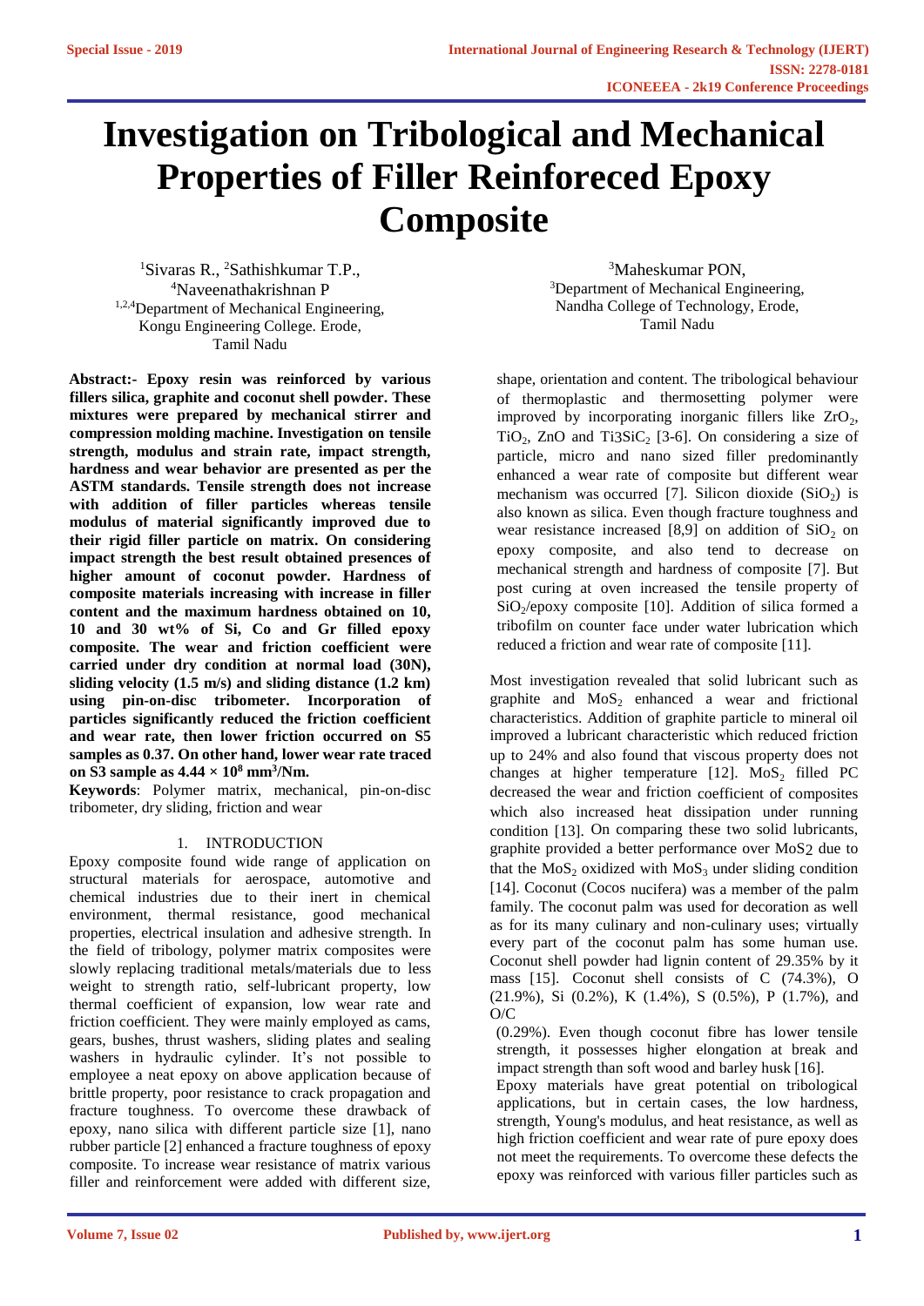# Investigation on Tribological and Mechanical Properties of Filler Reinforeced Epoxy Composite

[1]Sivaras R., [2]Sathishkumar T.P., [4]Naveenathakrishnan P
[1,2,4]Department of Mechanical Engineering, Kongu Engineering College. Erode, Tamil Nadu

[3]Maheskumar PON,
[3]Department of Mechanical Engineering, Nandha College of Technology, Erode, Tamil Nadu

**Abstract:- Epoxy resin was reinforced by various fillers silica, graphite and coconut shell powder. These mixtures were prepared by mechanical stirrer and compression molding machine. Investigation on tensile strength, modulus and strain rate, impact strength, hardness and wear behavior are presented as per the ASTM standards. Tensile strength does not increase with addition of filler particles whereas tensile modulus of material significantly improved due to their rigid filler particle on matrix. On considering impact strength the best result obtained presences of higher amount of coconut powder. Hardness of composite materials increasing with increase in filler content and the maximum hardness obtained on 10, 10 and 30 wt% of Si, Co and Gr filled epoxy composite. The wear and friction coefficient were carried under dry condition at normal load (30N), sliding velocity (1.5 m/s) and sliding distance (1.2 km) using pin-on-disc tribometer. Incorporation of particles significantly reduced the friction coefficient and wear rate, then lower friction occurred on S5 samples as 0.37. On other hand, lower wear rate traced on S3 sample as 4.44 × $10^8$ $mm^3$/Nm.**

**Keywords**: Polymer matrix, mechanical, pin-on-disc tribometer, dry sliding, friction and wear

## 1. INTRODUCTION

Epoxy composite found wide range of application on structural materials for aerospace, automotive and chemical industries due to their inert in chemical environment, thermal resistance, good mechanical properties, electrical insulation and adhesive strength. In the field of tribology, polymer matrix composites were slowly replacing traditional metals/materials due to less weight to strength ratio, self-lubricant property, low thermal coefficient of expansion, low wear rate and friction coefficient. They were mainly employed as cams, gears, bushes, thrust washers, sliding plates and sealing washers in hydraulic cylinder. It's not possible to employee a neat epoxy on above application because of brittle property, poor resistance to crack propagation and fracture toughness. To overcome these drawback of epoxy, nano silica with different particle size [1], nano rubber particle [2] enhanced a fracture toughness of epoxy composite. To increase wear resistance of matrix various filler and reinforcement were added with different size, shape, orientation and content. The tribological behaviour of thermoplastic and thermosetting polymer were improved by incorporating inorganic fillers like $ZrO_2$, $TiO_2$, ZnO and $Ti3SiC_2$ [3-6]. On considering a size of particle, micro and nano sized filler predominantly enhanced a wear rate of composite but different wear mechanism was occurred [7]. Silicon dioxide ($SiO_2$) is also known as silica. Even though fracture toughness and wear resistance increased [8,9] on addition of $SiO_2$ on epoxy composite, and also tend to decrease on mechanical strength and hardness of composite [7]. But post curing at oven increased the tensile property of $SiO_2$/epoxy composite [10]. Addition of silica formed a tribofilm on counter face under water lubrication which reduced a friction and wear rate of composite [11].

Most investigation revealed that solid lubricant such as graphite and $MoS_2$ enhanced a wear and frictional characteristics. Addition of graphite particle to mineral oil improved a lubricant characteristic which reduced friction up to 24% and also found that viscous property does not changes at higher temperature [12]. $MoS_2$ filled PC decreased the wear and friction coefficient of composites which also increased heat dissipation under running condition [13]. On comparing these two solid lubricants, graphite provided a better performance over $MoS_2$ due to that the $MoS_2$ oxidized with $MoS_3$ under sliding condition [14]. Coconut (Cocos nucifera) was a member of the palm family. The coconut palm was used for decoration as well as for its many culinary and non-culinary uses; virtually every part of the coconut palm has some human use. Coconut shell powder had lignin content of 29.35% by it mass [15]. Coconut shell consists of C (74.3%), O (21.9%), Si (0.2%), K (1.4%), S (0.5%), P (1.7%), and O/C (0.29%). Even though coconut fibre has lower tensile strength, it possesses higher elongation at break and impact strength than soft wood and barley husk [16].

Epoxy materials have great potential on tribological applications, but in certain cases, the low hardness, strength, Young's modulus, and heat resistance, as well as high friction coefficient and wear rate of pure epoxy does not meet the requirements. To overcome these defects the epoxy was reinforced with various filler particles such as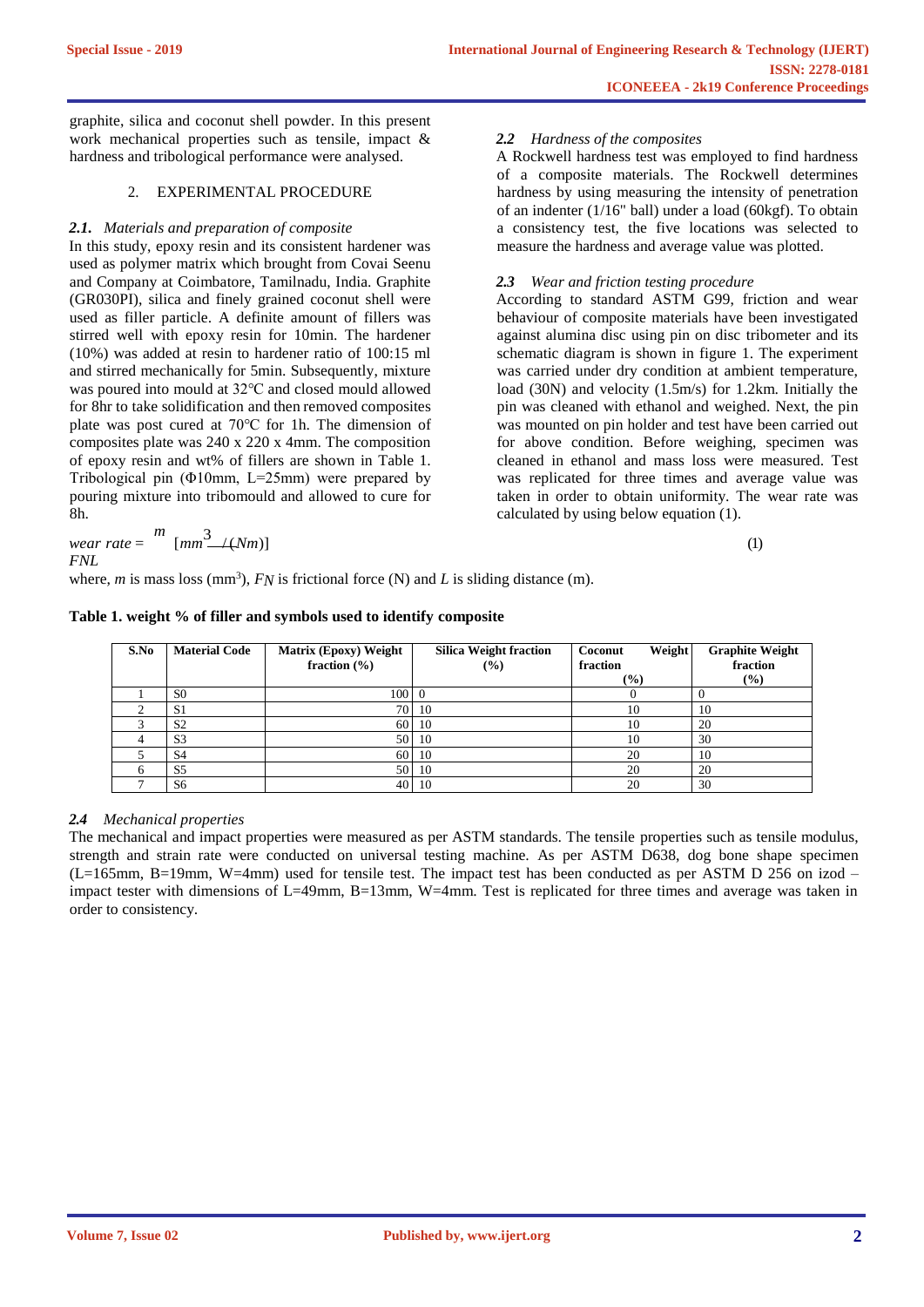graphite, silica and coconut shell powder. In this present work mechanical properties such as tensile, impact & hardness and tribological performance were analysed.

## 2. EXPERIMENTAL PROCEDURE

### *2.1. Materials and preparation of composite*

In this study, epoxy resin and its consistent hardener was used as polymer matrix which brought from Covai Seenu and Company at Coimbatore, Tamilnadu, India. Graphite (GR030PI), silica and finely grained coconut shell were used as filler particle. A definite amount of fillers was stirred well with epoxy resin for 10min. The hardener (10%) was added at resin to hardener ratio of 100:15 ml and stirred mechanically for 5min. Subsequently, mixture was poured into mould at 32℃ and closed mould allowed for 8hr to take solidification and then removed composites plate was post cured at 70℃ for 1h. The dimension of composites plate was 240 x 220 x 4mm. The composition of epoxy resin and wt% of fillers are shown in Table 1. Tribological pin (Φ10mm, L=25mm) were prepared by pouring mixture into tribomould and allowed to cure for 8h.

### *2.2 Hardness of the composites*

A Rockwell hardness test was employed to find hardness of a composite materials. The Rockwell determines hardness by using measuring the intensity of penetration of an indenter (1/16" ball) under a load (60kgf). To obtain a consistency test, the five locations was selected to measure the hardness and average value was plotted.

### *2.3 Wear and friction testing procedure*

According to standard ASTM G99, friction and wear behaviour of composite materials have been investigated against alumina disc using pin on disc tribometer and its schematic diagram is shown in figure 1. The experiment was carried under dry condition at ambient temperature, load (30N) and velocity (1.5m/s) for 1.2km. Initially the pin was cleaned with ethanol and weighed. Next, the pin was mounted on pin holder and test have been carried out for above condition. Before weighing, specimen was cleaned in ethanol and mass loss were measured. Test was replicated for three times and average value was taken in order to obtain uniformity. The wear rate was calculated by using below equation (1).

$$wear\ rate = \frac{m}{F_N L}\ [mm^3/(Nm)] \qquad (1)$$

where, $m$ is mass loss ($mm^3$), $F_N$ is frictional force (N) and $L$ is sliding distance (m).

**Table 1. weight % of filler and symbols used to identify composite**

| S.No | Material Code | Matrix (Epoxy) Weight fraction (%) | Silica Weight fraction (%) | Coconut Weight fraction (%) | Graphite Weight fraction (%) |
|---|---|---|---|---|---|
| 1 | S0 | 100 | 0 | 0 | 0 |
| 2 | S1 | 70 | 10 | 10 | 10 |
| 3 | S2 | 60 | 10 | 10 | 20 |
| 4 | S3 | 50 | 10 | 10 | 30 |
| 5 | S4 | 60 | 10 | 20 | 10 |
| 6 | S5 | 50 | 10 | 20 | 20 |
| 7 | S6 | 40 | 10 | 20 | 30 |

### *2.4 Mechanical properties*

The mechanical and impact properties were measured as per ASTM standards. The tensile properties such as tensile modulus, strength and strain rate were conducted on universal testing machine. As per ASTM D638, dog bone shape specimen (L=165mm, B=19mm, W=4mm) used for tensile test. The impact test has been conducted as per ASTM D 256 on izod – impact tester with dimensions of L=49mm, B=13mm, W=4mm. Test is replicated for three times and average was taken in order to consistency.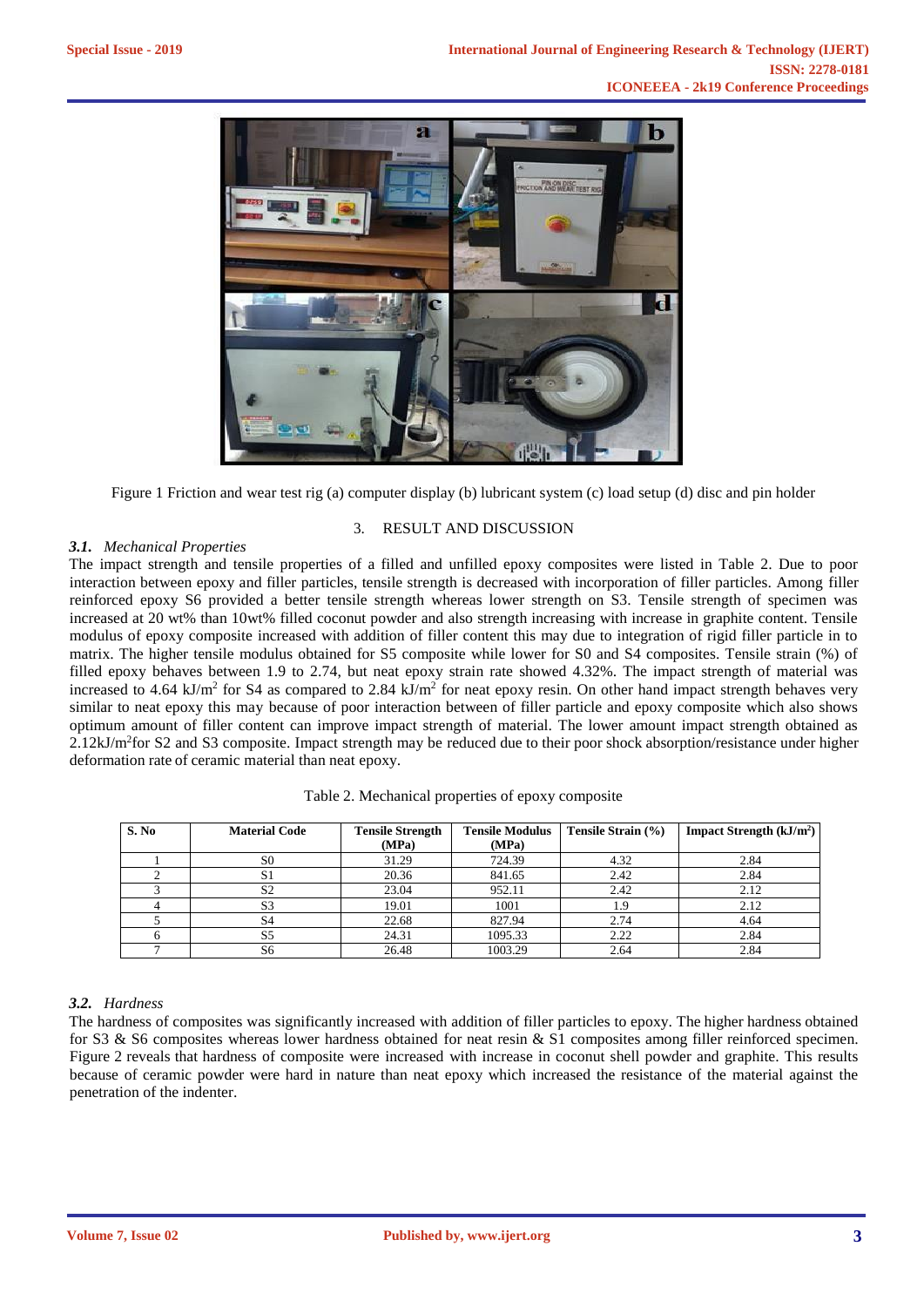Figure 1 Friction and wear test rig (a) computer display (b) lubricant system (c) load setup (d) disc and pin holder

## 3. RESULT AND DISCUSSION

### *3.1. Mechanical Properties*

The impact strength and tensile properties of a filled and unfilled epoxy composites were listed in Table 2. Due to poor interaction between epoxy and filler particles, tensile strength is decreased with incorporation of filler particles. Among filler reinforced epoxy S6 provided a better tensile strength whereas lower strength on S3. Tensile strength of specimen was increased at 20 wt% than 10wt% filled coconut powder and also strength increasing with increase in graphite content. Tensile modulus of epoxy composite increased with addition of filler content this may due to integration of rigid filler particle in to matrix. The higher tensile modulus obtained for S5 composite while lower for S0 and S4 composites. Tensile strain (%) of filled epoxy behaves between 1.9 to 2.74, but neat epoxy strain rate showed 4.32%. The impact strength of material was increased to 4.64 kJ/m$^2$ for S4 as compared to 2.84 kJ/m$^2$ for neat epoxy resin. On other hand impact strength behaves very similar to neat epoxy this may because of poor interaction between of filler particle and epoxy composite which also shows optimum amount of filler content can improve impact strength of material. The lower amount impact strength obtained as 2.12kJ/m$^2$for S2 and S3 composite. Impact strength may be reduced due to their poor shock absorption/resistance under higher deformation rate of ceramic material than neat epoxy.

Table 2. Mechanical properties of epoxy composite

| S. No | Material Code | Tensile Strength (MPa) | Tensile Modulus (MPa) | Tensile Strain (%) | Impact Strength (kJ/m$^2$) |
|---|---|---|---|---|---|
| 1 | S0 | 31.29 | 724.39 | 4.32 | 2.84 |
| 2 | S1 | 20.36 | 841.65 | 2.42 | 2.84 |
| 3 | S2 | 23.04 | 952.11 | 2.42 | 2.12 |
| 4 | S3 | 19.01 | 1001 | 1.9 | 2.12 |
| 5 | S4 | 22.68 | 827.94 | 2.74 | 4.64 |
| 6 | S5 | 24.31 | 1095.33 | 2.22 | 2.84 |
| 7 | S6 | 26.48 | 1003.29 | 2.64 | 2.84 |

### *3.2. Hardness*

The hardness of composites was significantly increased with addition of filler particles to epoxy. The higher hardness obtained for S3 & S6 composites whereas lower hardness obtained for neat resin & S1 composites among filler reinforced specimen. Figure 2 reveals that hardness of composite were increased with increase in coconut shell powder and graphite. This results because of ceramic powder were hard in nature than neat epoxy which increased the resistance of the material against the penetration of the indenter.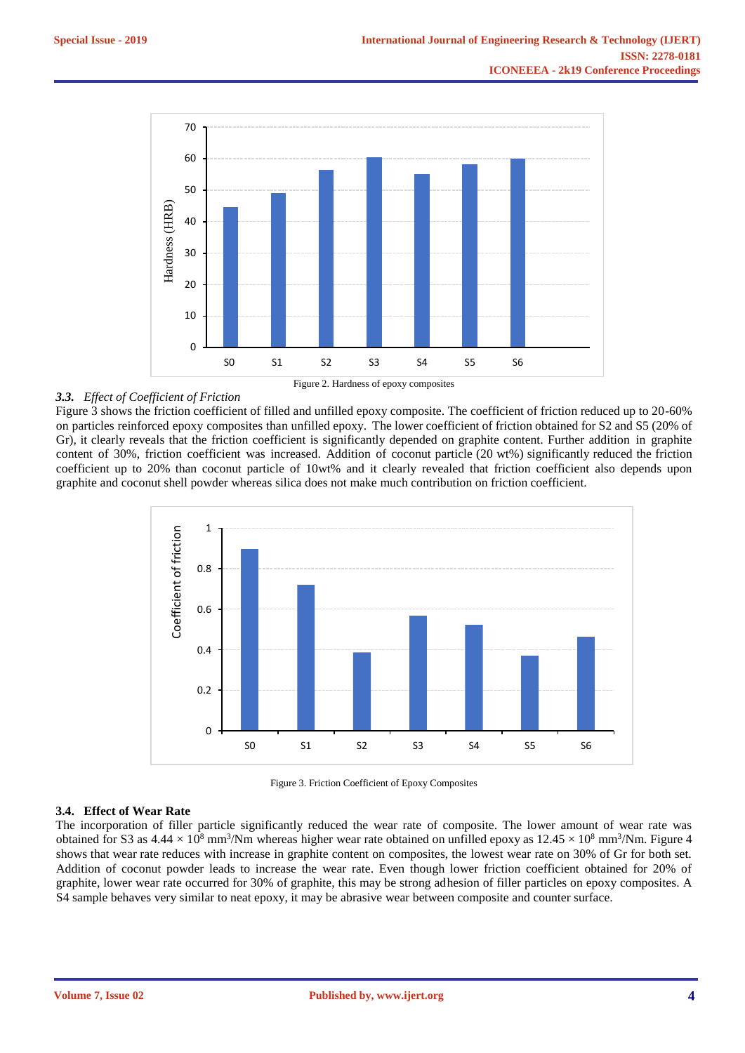Figure 2. Hardness of epoxy composites

### *3.3. Effect of Coefficient of Friction*

Figure 3 shows the friction coefficient of filled and unfilled epoxy composite. The coefficient of friction reduced up to 20-60% on particles reinforced epoxy composites than unfilled epoxy. The lower coefficient of friction obtained for S2 and S5 (20% of Gr), it clearly reveals that the friction coefficient is significantly depended on graphite content. Further addition in graphite content of 30%, friction coefficient was increased. Addition of coconut particle (20 wt%) significantly reduced the friction coefficient up to 20% than coconut particle of 10wt% and it clearly revealed that friction coefficient also depends upon graphite and coconut shell powder whereas silica does not make much contribution on friction coefficient.

Figure 3. Friction Coefficient of Epoxy Composites

### 3.4. Effect of Wear Rate

The incorporation of filler particle significantly reduced the wear rate of composite. The lower amount of wear rate was obtained for S3 as $4.44 \times 10^{8}$ $mm^3$/Nm whereas higher wear rate obtained on unfilled epoxy as $12.45 \times 10^{8}$ $mm^3$/Nm. Figure 4 shows that wear rate reduces with increase in graphite content on composites, the lowest wear rate on 30% of Gr for both set. Addition of coconut powder leads to increase the wear rate. Even though lower friction coefficient obtained for 20% of graphite, lower wear rate occurred for 30% of graphite, this may be strong adhesion of filler particles on epoxy composites. A S4 sample behaves very similar to neat epoxy, it may be abrasive wear between composite and counter surface.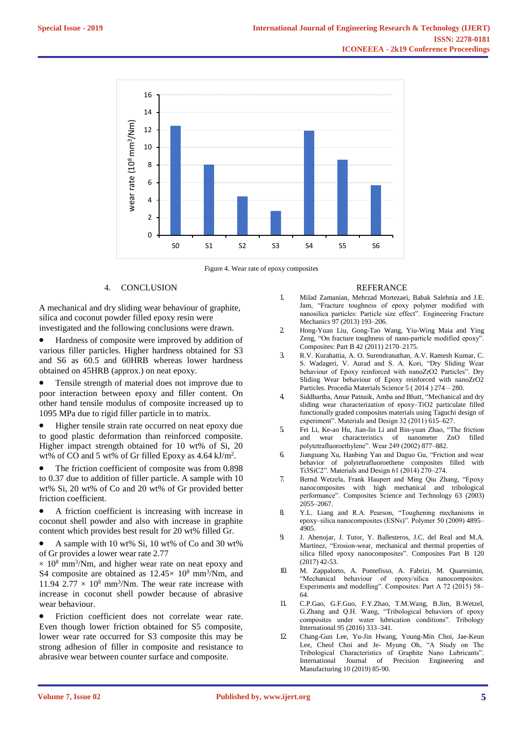Figure 4. Wear rate of epoxy composites

## 4. CONCLUSION

A mechanical and dry sliding wear behaviour of graphite, silica and coconut powder filled epoxy resin were investigated and the following conclusions were drawn.

- Hardness of composite were improved by addition of various filler particles. Higher hardness obtained for S3 and S6 as 60.5 and 60HRB whereas lower hardness obtained on 45HRB (approx.) on neat epoxy.
- Tensile strength of material does not improve due to poor interaction between epoxy and filler content. On other hand tensile modulus of composite increased up to 1095 MPa due to rigid filler particle in to matrix.
- Higher tensile strain rate occurred on neat epoxy due to good plastic deformation than reinforced composite. Higher impact strength obtained for 10 wt% of Si, 20 wt% of CO and 5 wt% of Gr filled Epoxy as 4.64 kJ/m$^2$.
- The friction coefficient of composite was from 0.898 to 0.37 due to addition of filler particle. A sample with 10 wt% Si, 20 wt% of Co and 20 wt% of Gr provided better friction coefficient.
- A friction coefficient is increasing with increase in coconut shell powder and also with increase in graphite content which provides best result for 20 wt% filled Gr.
- A sample with 10 wt% Si, 10 wt% of Co and 30 wt% of Gr provides a lower wear rate 2.77 $\times$ 10$^8$ mm$^3$/Nm, and higher wear rate on neat epoxy and S4 composite are obtained as 12.45$\times$ 10$^8$ mm$^3$/Nm, and 11.94 2.77 $\times$ 10$^8$ mm$^3$/Nm. The wear rate increase with increase in coconut shell powder because of abrasive wear behaviour.
- Friction coefficient does not correlate wear rate. Even though lower friction obtained for S5 composite, lower wear rate occurred for S3 composite this may be strong adhesion of filler in composite and resistance to abrasive wear between counter surface and composite.

## REFERANCE

1. Milad Zamanian, Mehrzad Mortezaei, Babak Salehnia and J.E. Jam, "Fracture toughness of epoxy polymer modified with nanosilica particles: Particle size effect". Engineering Fracture Mechanics 97 (2013) 193–206.
2. Hong-Yuan Liu, Gong-Tao Wang, Yiu-Wing Maia and Ying Zeng, "On fracture toughness of nano-particle modified epoxy". Composites: Part B 42 (2011) 2170–2175.
3. R.V. Kurahattia, A. O. Surendranathan, A.V. Ramesh Kumar, C. S. Wadageri, V. Aurad and S. A. Kori, "Dry Sliding Wear behaviour of Epoxy reinforced with nanoZrO2 Particles". Dry Sliding Wear behaviour of Epoxy reinforced with nanoZrO2 Particles. Procedia Materials Science 5 ( 2014 ) 274 – 280.
4. Siddhartha, Amar Patnaik, Amba and Bhatt, "Mechanical and dry sliding wear characterization of epoxy–TiO2 particulate filled functionally graded composites materials using Taguchi design of experiment". Materials and Design 32 (2011) 615–627.
5. Fei Li, Ke-ao Hu, Jian-lin Li and Bin-yuan Zhao, "The friction and wear characteristics of nanometer ZnO filled polytetrafluoroethylene". Wear 249 (2002) 877–882.
6. Jianguang Xu, Hanbing Yan and Daguo Gu, "Friction and wear behavior of polytetrafluoroethene composites filled with Ti3SiC2". Materials and Design 61 (2014) 270–274.
7. Bernd Wetzela, Frank Haupert and Ming Qiu Zhang, "Epoxy nanocomposites with high mechanical and tribological performance". Composites Science and Technology 63 (2003) 2055–2067.
8. Y.L. Liang and R.A. Pearson, "Toughening mechanisms in epoxy–silica nanocomposites (ESNs)". Polymer 50 (2009) 4895–4905.
9. J. Abenojar, J. Tutor, Y. Ballesteros, J.C. del Real and M.A. Martínez, "Erosion-wear, mechanical and thermal properties of silica filled epoxy nanocomposites". Composites Part B 120 (2017) 42-53.
10. M. Zappalorto, A. Pontefisso, A. Fabrizi, M. Quaresimin, "Mechanical behaviour of epoxy/silica nanocomposites: Experiments and modelling". Composites: Part A 72 (2015) 58–64.
11. C.P.Gao, G.F.Guo, F.Y.Zhao, T.M.Wang, B.Jim, B.Wetzel, G.Zhang and Q.H. Wang, "Tribological behaviors of epoxy composites under water lubrication conditions". Tribology International 95 (2016) 333–341.
12. Chang-Gun Lee, Yu-Jin Hwang, Young-Min Choi, Jae-Keun Lee, Cheol Choi and Je- Myung Oh, "A Study on The Tribological Characteristics of Graphite Nano Lubricants". International Journal of Precision Engineering and Manufacturing 10 (2019) 85-90.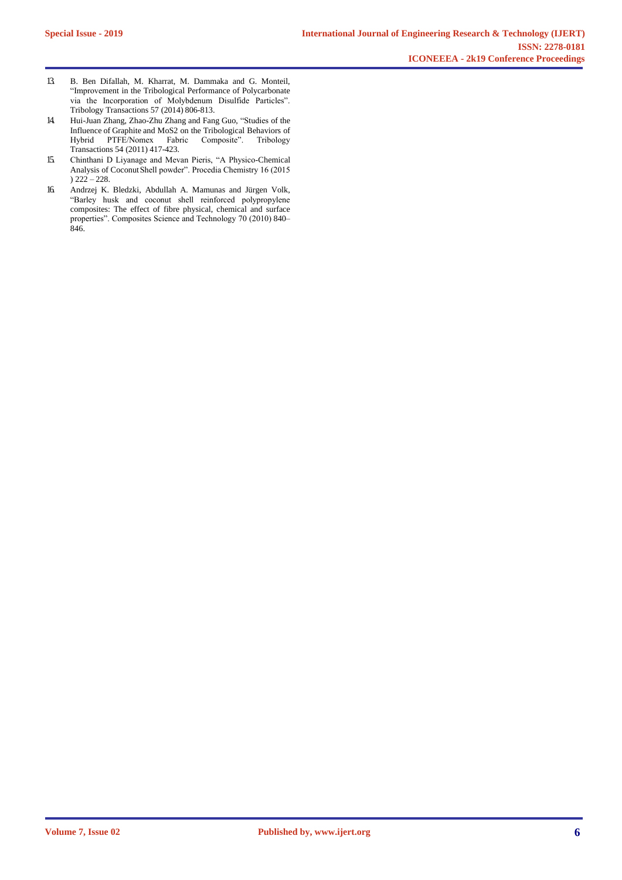13. B. Ben Difallah, M. Kharrat, M. Dammaka and G. Monteil, "Improvement in the Tribological Performance of Polycarbonate via the Incorporation of Molybdenum Disulfide Particles". Tribology Transactions 57 (2014) 806-813.
14. Hui-Juan Zhang, Zhao-Zhu Zhang and Fang Guo, "Studies of the Influence of Graphite and MoS2 on the Tribological Behaviors of Hybrid PTFE/Nomex Fabric Composite". Tribology Transactions 54 (2011) 417-423.
15. Chinthani D Liyanage and Mevan Pieris, "A Physico-Chemical Analysis of Coconut Shell powder". Procedia Chemistry 16 (2015 ) 222 – 228.
16. Andrzej K. Bledzki, Abdullah A. Mamunas and Jürgen Volk, "Barley husk and coconut shell reinforced polypropylene composites: The effect of fibre physical, chemical and surface properties". Composites Science and Technology 70 (2010) 840–846.